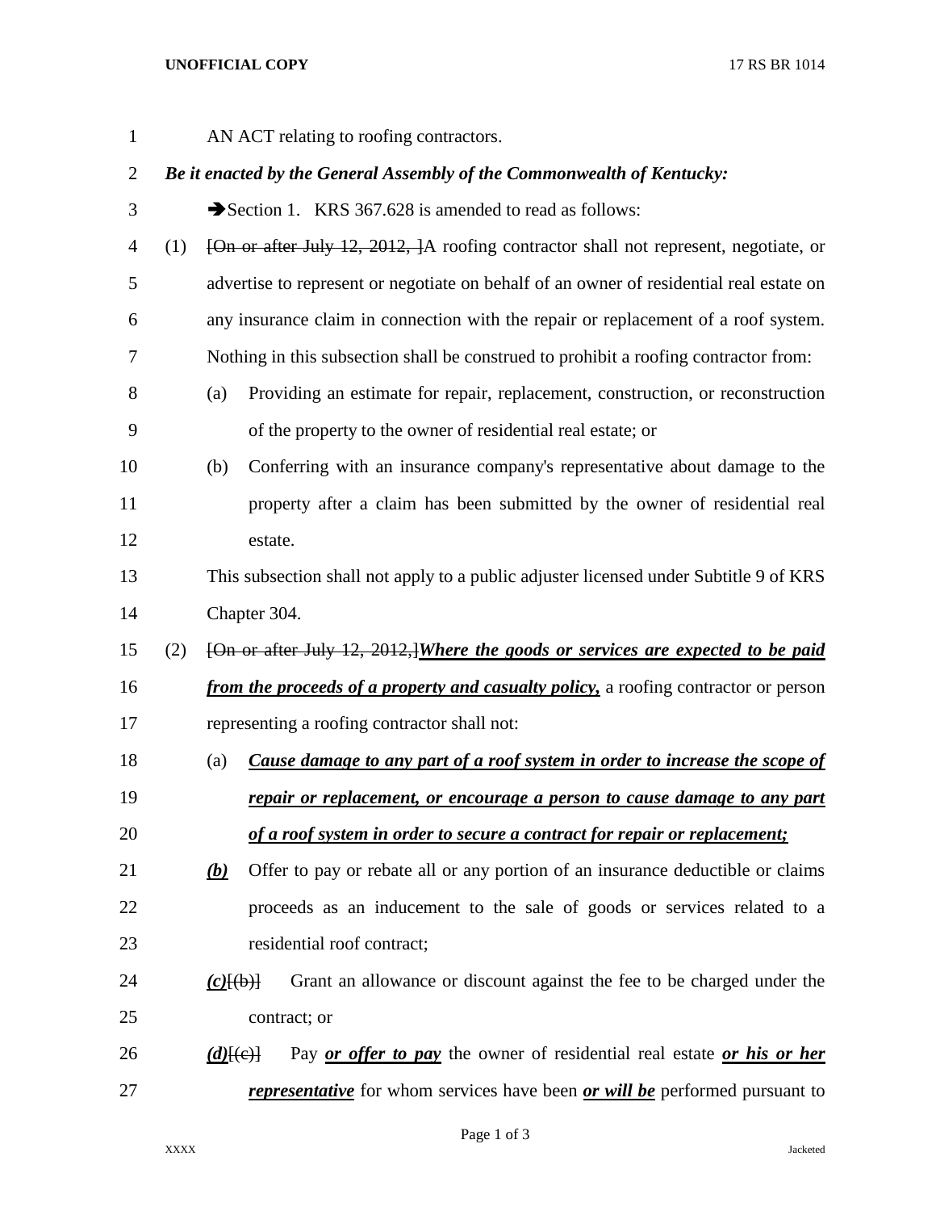AN ACT relating to roofing contractors.

***Be it enacted by the General Assembly of the Commonwealth of Kentucky:***

➔Section 1. KRS 367.628 is amended to read as follows:

(1) ~~[On or after July 12, 2012, ]~~A roofing contractor shall not represent, negotiate, or advertise to represent or negotiate on behalf of an owner of residential real estate on any insurance claim in connection with the repair or replacement of a roof system. Nothing in this subsection shall be construed to prohibit a roofing contractor from:

(a) Providing an estimate for repair, replacement, construction, or reconstruction of the property to the owner of residential real estate; or

(b) Conferring with an insurance company's representative about damage to the property after a claim has been submitted by the owner of residential real estate.

This subsection shall not apply to a public adjuster licensed under Subtitle 9 of KRS Chapter 304.

(2) ~~[On or after July 12, 2012,]~~***<u>Where the goods or services are expected to be paid from the proceeds of a property and casualty policy,</u>*** a roofing contractor or person representing a roofing contractor shall not:

(a) ***<u>Cause damage to any part of a roof system in order to increase the scope of repair or replacement, or encourage a person to cause damage to any part of a roof system in order to secure a contract for repair or replacement;</u>***

***<u>(b)</u>*** Offer to pay or rebate all or any portion of an insurance deductible or claims proceeds as an inducement to the sale of goods or services related to a residential roof contract;

***<u>(c)</u>***~~[(b)]~~ Grant an allowance or discount against the fee to be charged under the contract; or

***<u>(d)</u>***~~[(c)]~~ Pay ***<u>or offer to pay</u>*** the owner of residential real estate ***<u>or his or her representative</u>*** for whom services have been ***<u>or will be</u>*** performed pursuant to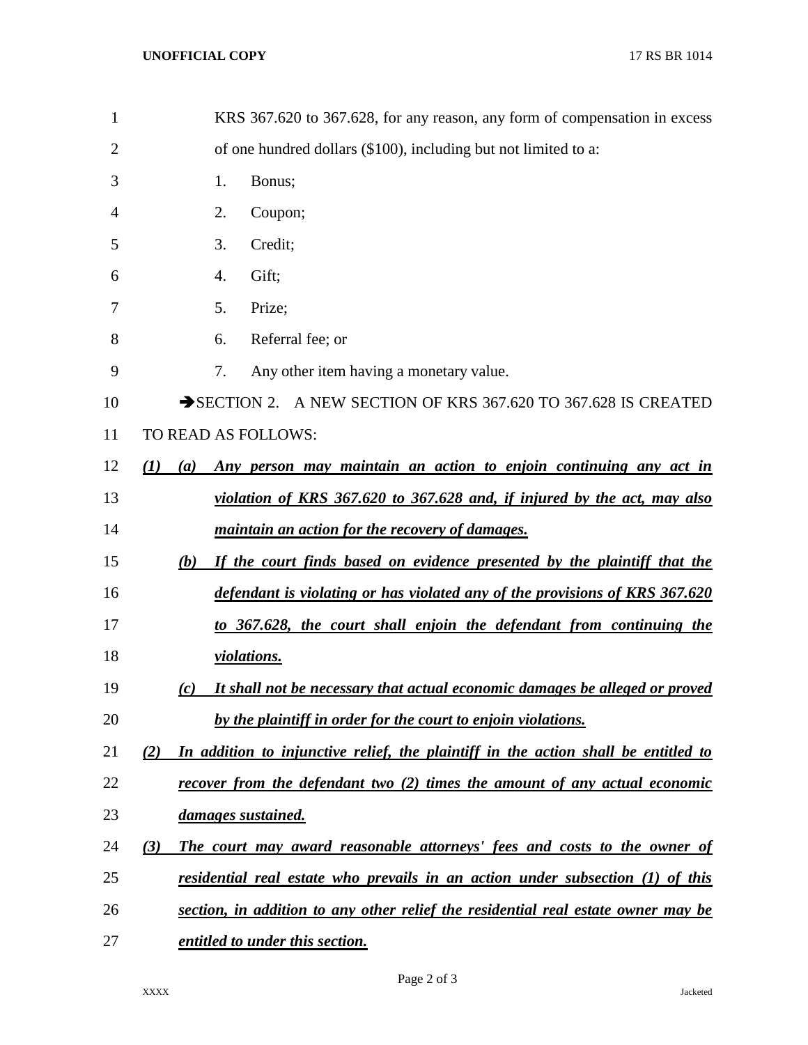KRS 367.620 to 367.628, for any reason, any form of compensation in excess of one hundred dollars ($100), including but not limited to a:

1. Bonus;
2. Coupon;
3. Credit;
4. Gift;
5. Prize;
6. Referral fee; or
7. Any other item having a monetary value.

➔SECTION 2. A NEW SECTION OF KRS 367.620 TO 367.628 IS CREATED TO READ AS FOLLOWS:

***(1) (a) Any person may maintain an action to enjoin continuing any act in violation of KRS 367.620 to 367.628 and, if injured by the act, may also maintain an action for the recovery of damages.***

***(b) If the court finds based on evidence presented by the plaintiff that the defendant is violating or has violated any of the provisions of KRS 367.620 to 367.628, the court shall enjoin the defendant from continuing the violations.***

***(c) It shall not be necessary that actual economic damages be alleged or proved by the plaintiff in order for the court to enjoin violations.***

***(2) In addition to injunctive relief, the plaintiff in the action shall be entitled to recover from the defendant two (2) times the amount of any actual economic damages sustained.***

***(3) The court may award reasonable attorneys' fees and costs to the owner of residential real estate who prevails in an action under subsection (1) of this section, in addition to any other relief the residential real estate owner may be entitled to under this section.***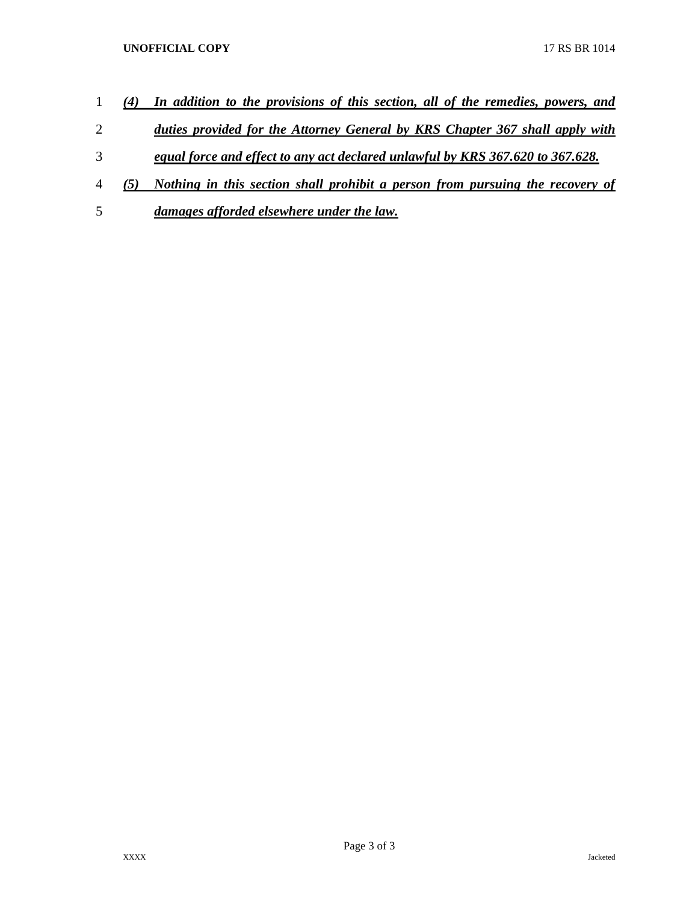*(4) In addition to the provisions of this section, all of the remedies, powers, and duties provided for the Attorney General by KRS Chapter 367 shall apply with equal force and effect to any act declared unlawful by KRS 367.620 to 367.628.*

*(5) Nothing in this section shall prohibit a person from pursuing the recovery of damages afforded elsewhere under the law.*